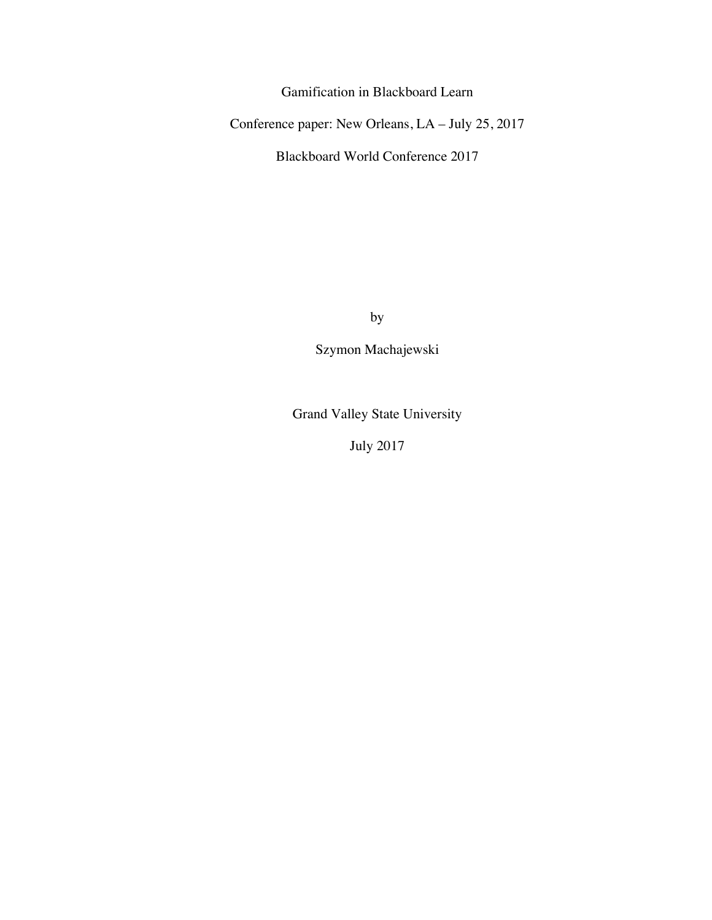# Gamification in Blackboard Learn

Conference paper: New Orleans, LA – July 25, 2017

Blackboard World Conference 2017

by

Szymon Machajewski

Grand Valley State University

July 2017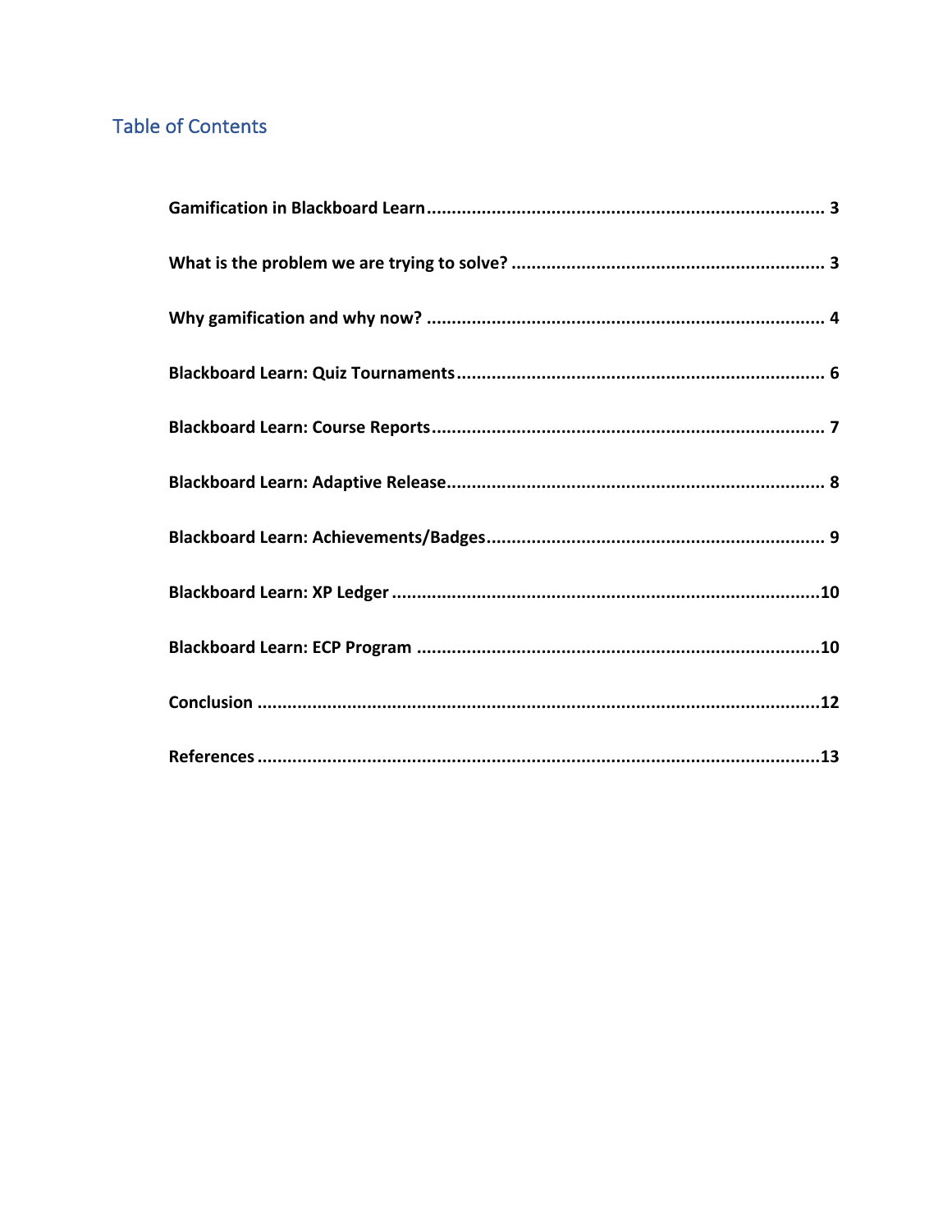## Table of Contents

**Gamification in Blackboard Learn** ........................................................................ 3

**What is the problem we are trying to solve?** ........................................................ 3

**Why gamification and why now?** .......................................................................... 4

**Blackboard Learn: Quiz Tournaments** .................................................................. 6

**Blackboard Learn: Course Reports** ....................................................................... 7

**Blackboard Learn: Adaptive Release** .................................................................... 8

**Blackboard Learn: Achievements/Badges** ............................................................. 9

**Blackboard Learn: XP Ledger** ............................................................................... 10

**Blackboard Learn: ECP Program** .......................................................................... 10

**Conclusion** ............................................................................................................ 12

**References** ............................................................................................................ 13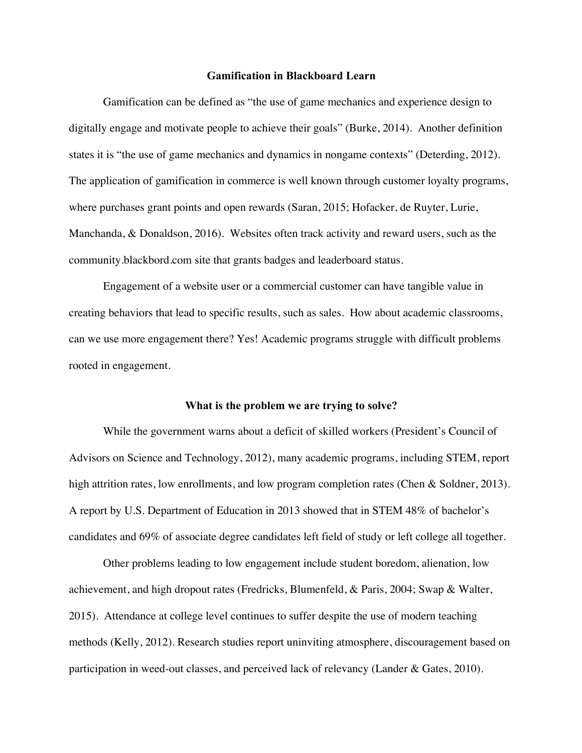**Gamification in Blackboard Learn**

Gamification can be defined as "the use of game mechanics and experience design to digitally engage and motivate people to achieve their goals" (Burke, 2014). Another definition states it is "the use of game mechanics and dynamics in nongame contexts" (Deterding, 2012). The application of gamification in commerce is well known through customer loyalty programs, where purchases grant points and open rewards (Saran, 2015; Hofacker, de Ruyter, Lurie, Manchanda, & Donaldson, 2016). Websites often track activity and reward users, such as the community.blackbord.com site that grants badges and leaderboard status.

Engagement of a website user or a commercial customer can have tangible value in creating behaviors that lead to specific results, such as sales. How about academic classrooms, can we use more engagement there? Yes! Academic programs struggle with difficult problems rooted in engagement.

**What is the problem we are trying to solve?**

While the government warns about a deficit of skilled workers (President's Council of Advisors on Science and Technology, 2012), many academic programs, including STEM, report high attrition rates, low enrollments, and low program completion rates (Chen & Soldner, 2013). A report by U.S. Department of Education in 2013 showed that in STEM 48% of bachelor's candidates and 69% of associate degree candidates left field of study or left college all together.

Other problems leading to low engagement include student boredom, alienation, low achievement, and high dropout rates (Fredricks, Blumenfeld, & Paris, 2004; Swap & Walter, 2015). Attendance at college level continues to suffer despite the use of modern teaching methods (Kelly, 2012). Research studies report uninviting atmosphere, discouragement based on participation in weed-out classes, and perceived lack of relevancy (Lander & Gates, 2010).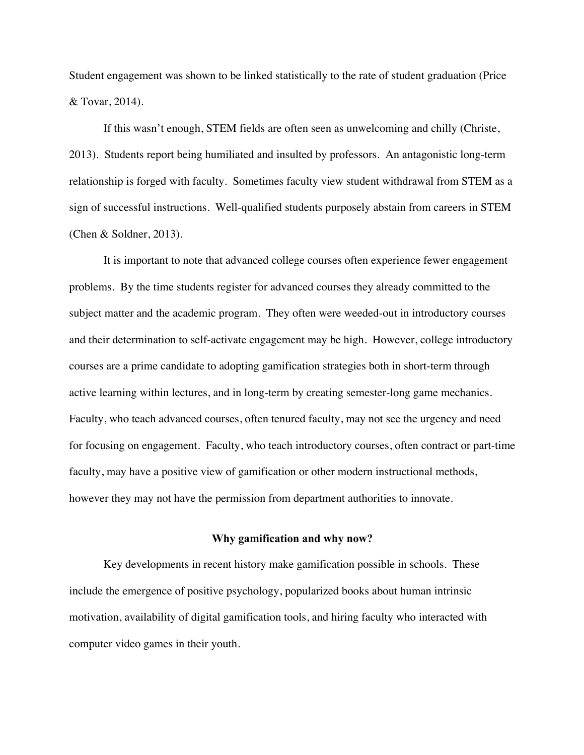Student engagement was shown to be linked statistically to the rate of student graduation (Price & Tovar, 2014).

If this wasn't enough, STEM fields are often seen as unwelcoming and chilly (Christe, 2013). Students report being humiliated and insulted by professors. An antagonistic long-term relationship is forged with faculty. Sometimes faculty view student withdrawal from STEM as a sign of successful instructions. Well-qualified students purposely abstain from careers in STEM (Chen & Soldner, 2013).

It is important to note that advanced college courses often experience fewer engagement problems. By the time students register for advanced courses they already committed to the subject matter and the academic program. They often were weeded-out in introductory courses and their determination to self-activate engagement may be high. However, college introductory courses are a prime candidate to adopting gamification strategies both in short-term through active learning within lectures, and in long-term by creating semester-long game mechanics. Faculty, who teach advanced courses, often tenured faculty, may not see the urgency and need for focusing on engagement. Faculty, who teach introductory courses, often contract or part-time faculty, may have a positive view of gamification or other modern instructional methods, however they may not have the permission from department authorities to innovate.

## Why gamification and why now?

Key developments in recent history make gamification possible in schools. These include the emergence of positive psychology, popularized books about human intrinsic motivation, availability of digital gamification tools, and hiring faculty who interacted with computer video games in their youth.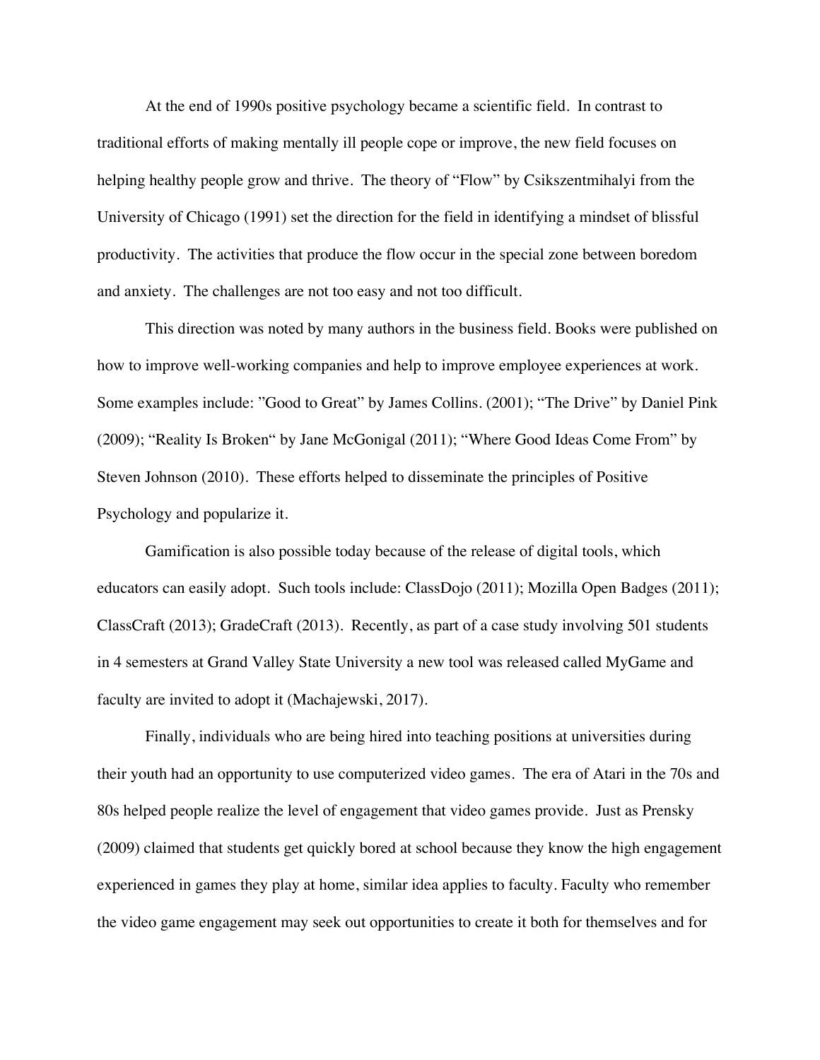At the end of 1990s positive psychology became a scientific field. In contrast to traditional efforts of making mentally ill people cope or improve, the new field focuses on helping healthy people grow and thrive. The theory of "Flow" by Csikszentmihalyi from the University of Chicago (1991) set the direction for the field in identifying a mindset of blissful productivity. The activities that produce the flow occur in the special zone between boredom and anxiety. The challenges are not too easy and not too difficult.

This direction was noted by many authors in the business field. Books were published on how to improve well-working companies and help to improve employee experiences at work. Some examples include: "Good to Great" by James Collins. (2001); "The Drive" by Daniel Pink (2009); "Reality Is Broken" by Jane McGonigal (2011); "Where Good Ideas Come From" by Steven Johnson (2010). These efforts helped to disseminate the principles of Positive Psychology and popularize it.

Gamification is also possible today because of the release of digital tools, which educators can easily adopt. Such tools include: ClassDojo (2011); Mozilla Open Badges (2011); ClassCraft (2013); GradeCraft (2013). Recently, as part of a case study involving 501 students in 4 semesters at Grand Valley State University a new tool was released called MyGame and faculty are invited to adopt it (Machajewski, 2017).

Finally, individuals who are being hired into teaching positions at universities during their youth had an opportunity to use computerized video games. The era of Atari in the 70s and 80s helped people realize the level of engagement that video games provide. Just as Prensky (2009) claimed that students get quickly bored at school because they know the high engagement experienced in games they play at home, similar idea applies to faculty. Faculty who remember the video game engagement may seek out opportunities to create it both for themselves and for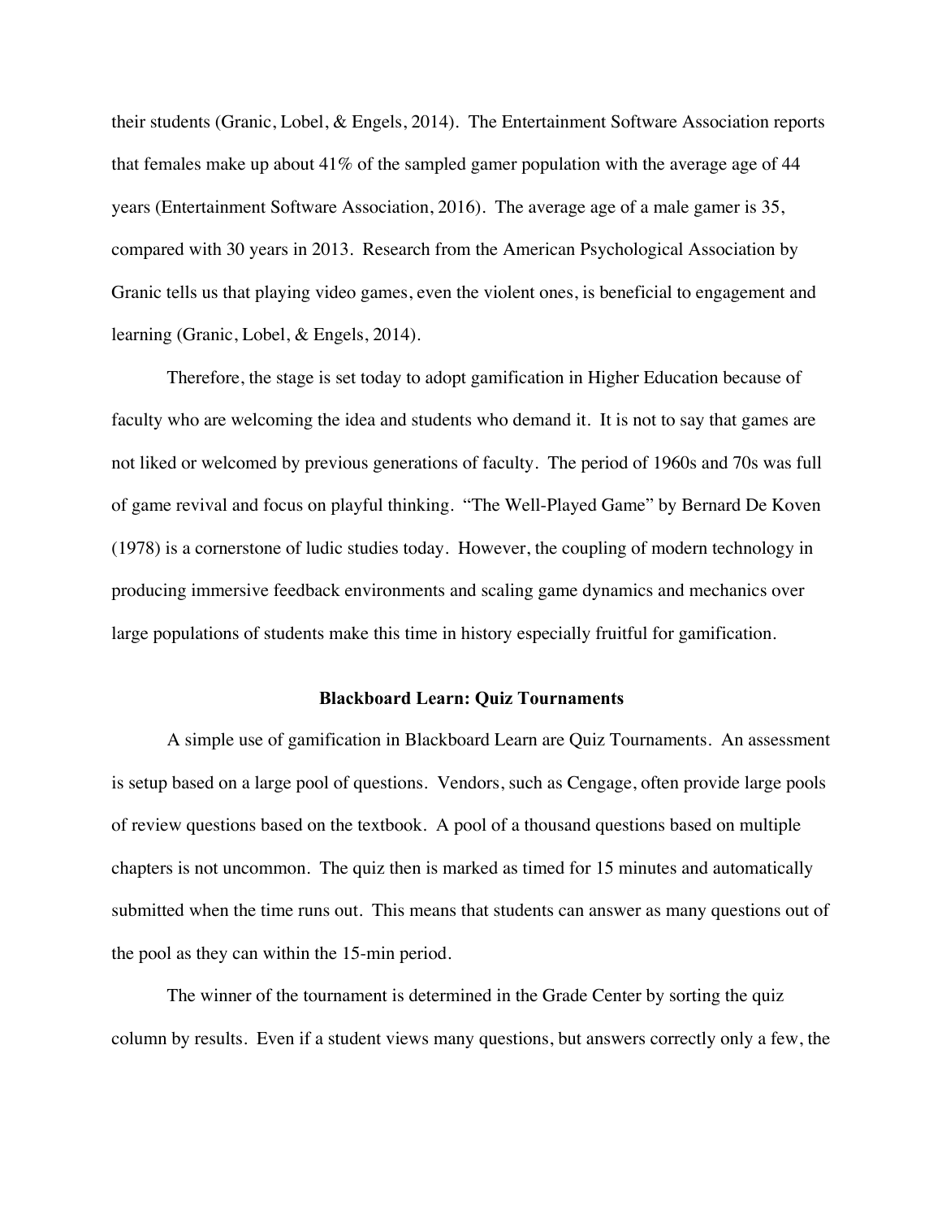their students (Granic, Lobel, & Engels, 2014). The Entertainment Software Association reports that females make up about 41% of the sampled gamer population with the average age of 44 years (Entertainment Software Association, 2016). The average age of a male gamer is 35, compared with 30 years in 2013. Research from the American Psychological Association by Granic tells us that playing video games, even the violent ones, is beneficial to engagement and learning (Granic, Lobel, & Engels, 2014).

Therefore, the stage is set today to adopt gamification in Higher Education because of faculty who are welcoming the idea and students who demand it. It is not to say that games are not liked or welcomed by previous generations of faculty. The period of 1960s and 70s was full of game revival and focus on playful thinking. "The Well-Played Game" by Bernard De Koven (1978) is a cornerstone of ludic studies today. However, the coupling of modern technology in producing immersive feedback environments and scaling game dynamics and mechanics over large populations of students make this time in history especially fruitful for gamification.

## Blackboard Learn: Quiz Tournaments

A simple use of gamification in Blackboard Learn are Quiz Tournaments. An assessment is setup based on a large pool of questions. Vendors, such as Cengage, often provide large pools of review questions based on the textbook. A pool of a thousand questions based on multiple chapters is not uncommon. The quiz then is marked as timed for 15 minutes and automatically submitted when the time runs out. This means that students can answer as many questions out of the pool as they can within the 15-min period.

The winner of the tournament is determined in the Grade Center by sorting the quiz column by results. Even if a student views many questions, but answers correctly only a few, the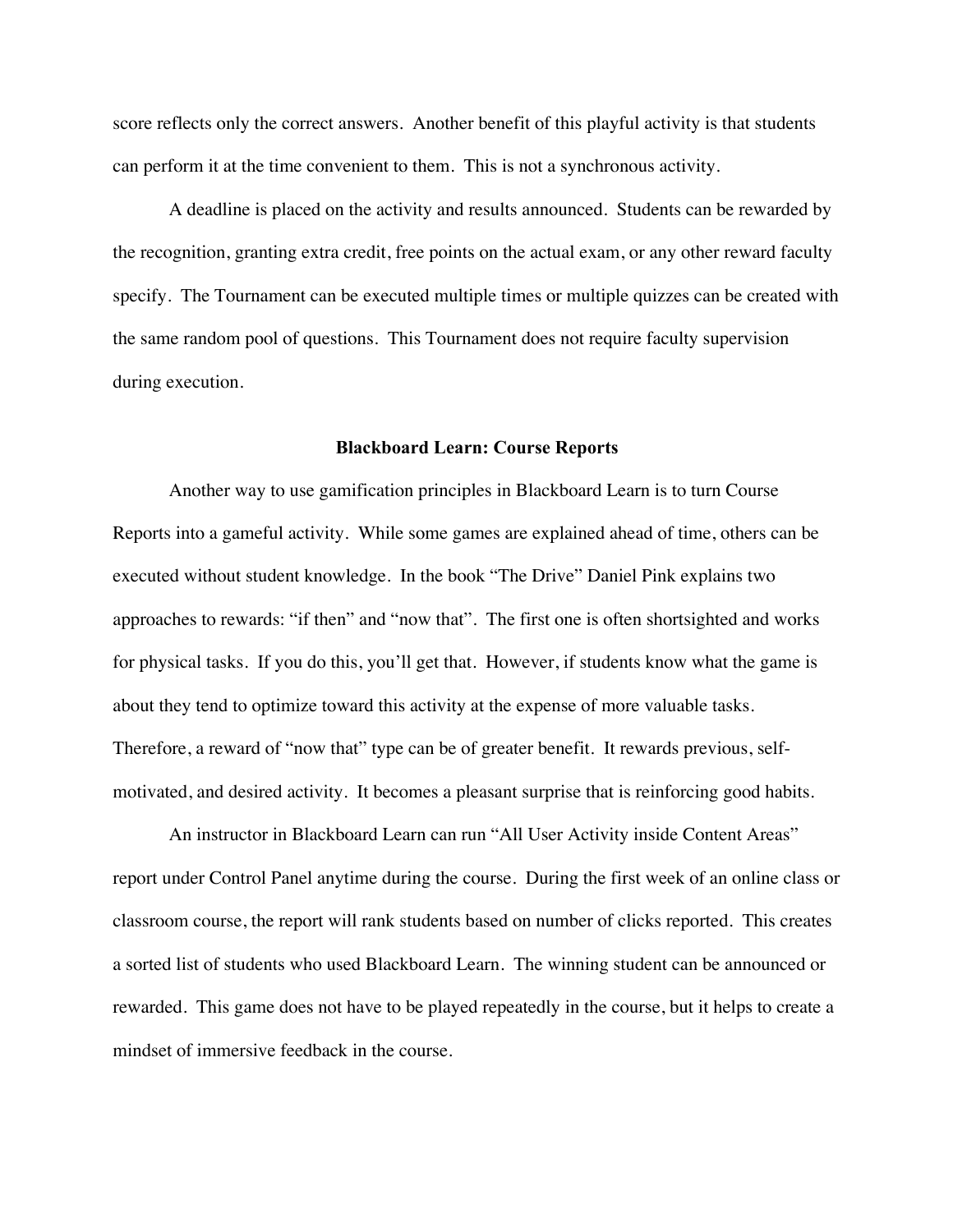score reflects only the correct answers. Another benefit of this playful activity is that students can perform it at the time convenient to them. This is not a synchronous activity.

A deadline is placed on the activity and results announced. Students can be rewarded by the recognition, granting extra credit, free points on the actual exam, or any other reward faculty specify. The Tournament can be executed multiple times or multiple quizzes can be created with the same random pool of questions. This Tournament does not require faculty supervision during execution.

## Blackboard Learn: Course Reports

Another way to use gamification principles in Blackboard Learn is to turn Course Reports into a gameful activity. While some games are explained ahead of time, others can be executed without student knowledge. In the book "The Drive" Daniel Pink explains two approaches to rewards: "if then" and "now that". The first one is often shortsighted and works for physical tasks. If you do this, you'll get that. However, if students know what the game is about they tend to optimize toward this activity at the expense of more valuable tasks. Therefore, a reward of "now that" type can be of greater benefit. It rewards previous, self-motivated, and desired activity. It becomes a pleasant surprise that is reinforcing good habits.

An instructor in Blackboard Learn can run "All User Activity inside Content Areas" report under Control Panel anytime during the course. During the first week of an online class or classroom course, the report will rank students based on number of clicks reported. This creates a sorted list of students who used Blackboard Learn. The winning student can be announced or rewarded. This game does not have to be played repeatedly in the course, but it helps to create a mindset of immersive feedback in the course.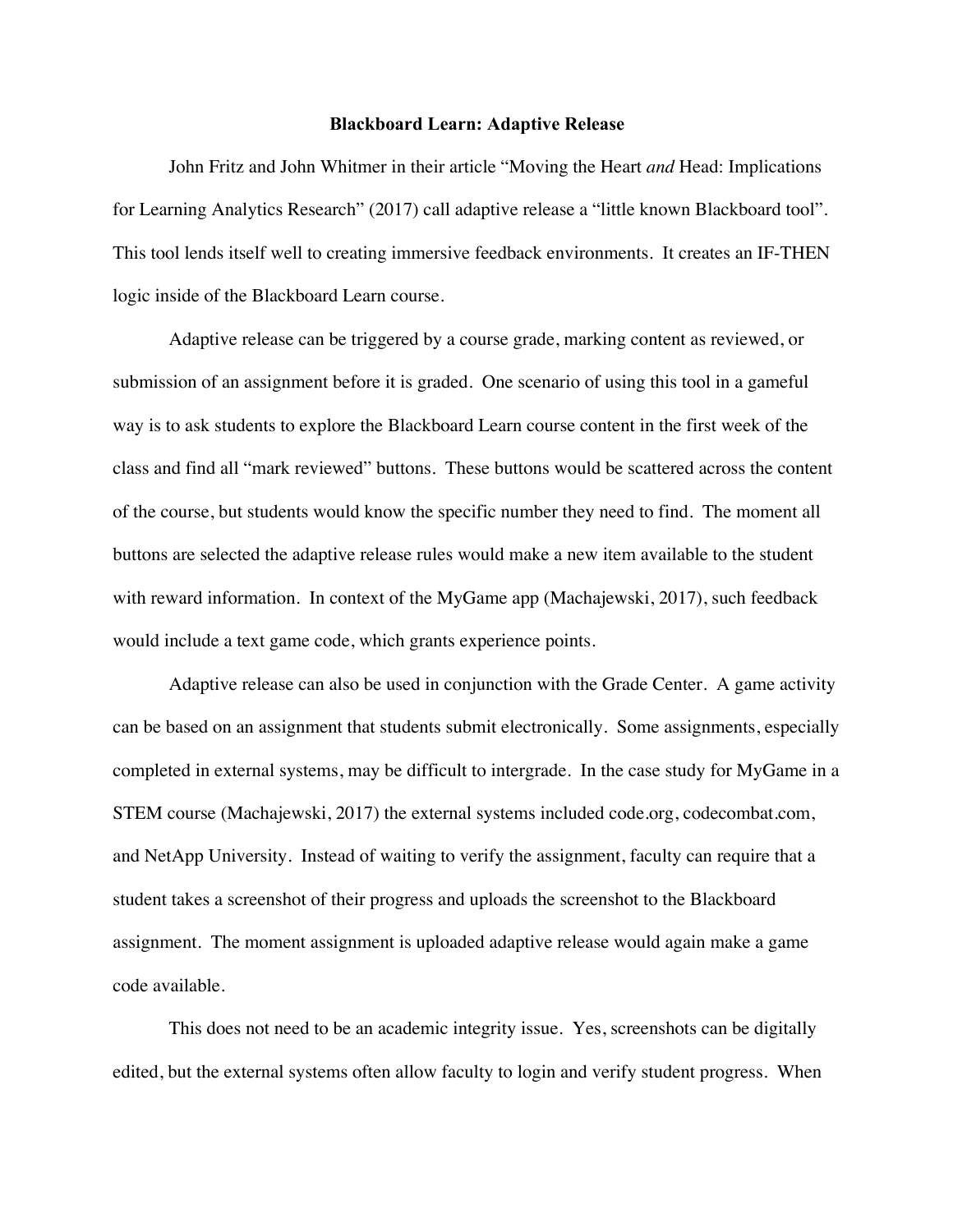**Blackboard Learn: Adaptive Release**

John Fritz and John Whitmer in their article "Moving the Heart *and* Head: Implications for Learning Analytics Research" (2017) call adaptive release a "little known Blackboard tool". This tool lends itself well to creating immersive feedback environments. It creates an IF-THEN logic inside of the Blackboard Learn course.

Adaptive release can be triggered by a course grade, marking content as reviewed, or submission of an assignment before it is graded. One scenario of using this tool in a gameful way is to ask students to explore the Blackboard Learn course content in the first week of the class and find all "mark reviewed" buttons. These buttons would be scattered across the content of the course, but students would know the specific number they need to find. The moment all buttons are selected the adaptive release rules would make a new item available to the student with reward information. In context of the MyGame app (Machajewski, 2017), such feedback would include a text game code, which grants experience points.

Adaptive release can also be used in conjunction with the Grade Center. A game activity can be based on an assignment that students submit electronically. Some assignments, especially completed in external systems, may be difficult to intergrade. In the case study for MyGame in a STEM course (Machajewski, 2017) the external systems included code.org, codecombat.com, and NetApp University. Instead of waiting to verify the assignment, faculty can require that a student takes a screenshot of their progress and uploads the screenshot to the Blackboard assignment. The moment assignment is uploaded adaptive release would again make a game code available.

This does not need to be an academic integrity issue. Yes, screenshots can be digitally edited, but the external systems often allow faculty to login and verify student progress. When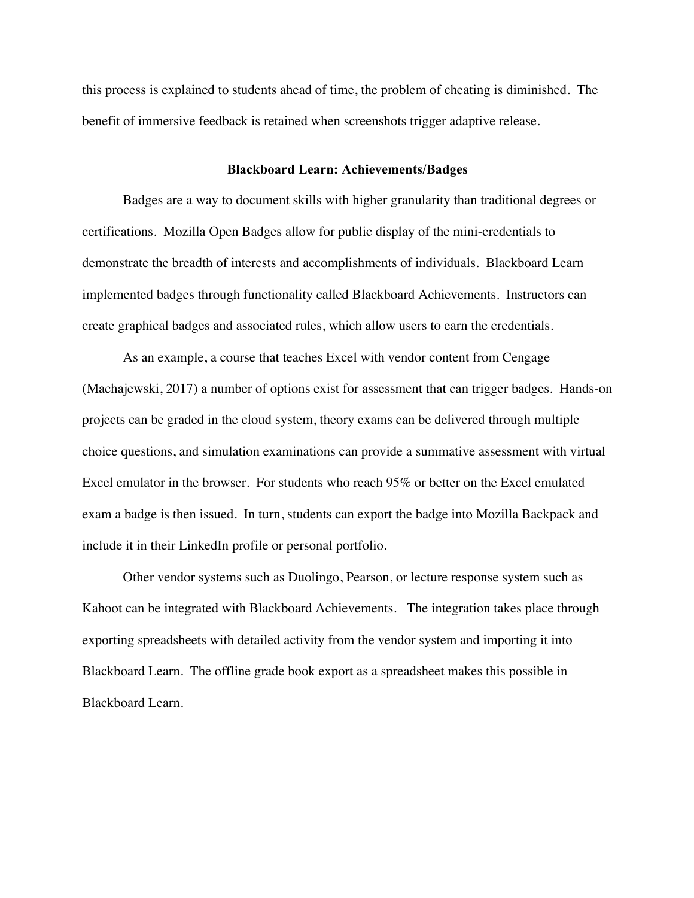this process is explained to students ahead of time, the problem of cheating is diminished. The benefit of immersive feedback is retained when screenshots trigger adaptive release.

## Blackboard Learn: Achievements/Badges

Badges are a way to document skills with higher granularity than traditional degrees or certifications. Mozilla Open Badges allow for public display of the mini-credentials to demonstrate the breadth of interests and accomplishments of individuals. Blackboard Learn implemented badges through functionality called Blackboard Achievements. Instructors can create graphical badges and associated rules, which allow users to earn the credentials.

As an example, a course that teaches Excel with vendor content from Cengage (Machajewski, 2017) a number of options exist for assessment that can trigger badges. Hands-on projects can be graded in the cloud system, theory exams can be delivered through multiple choice questions, and simulation examinations can provide a summative assessment with virtual Excel emulator in the browser. For students who reach 95% or better on the Excel emulated exam a badge is then issued. In turn, students can export the badge into Mozilla Backpack and include it in their LinkedIn profile or personal portfolio.

Other vendor systems such as Duolingo, Pearson, or lecture response system such as Kahoot can be integrated with Blackboard Achievements. The integration takes place through exporting spreadsheets with detailed activity from the vendor system and importing it into Blackboard Learn. The offline grade book export as a spreadsheet makes this possible in Blackboard Learn.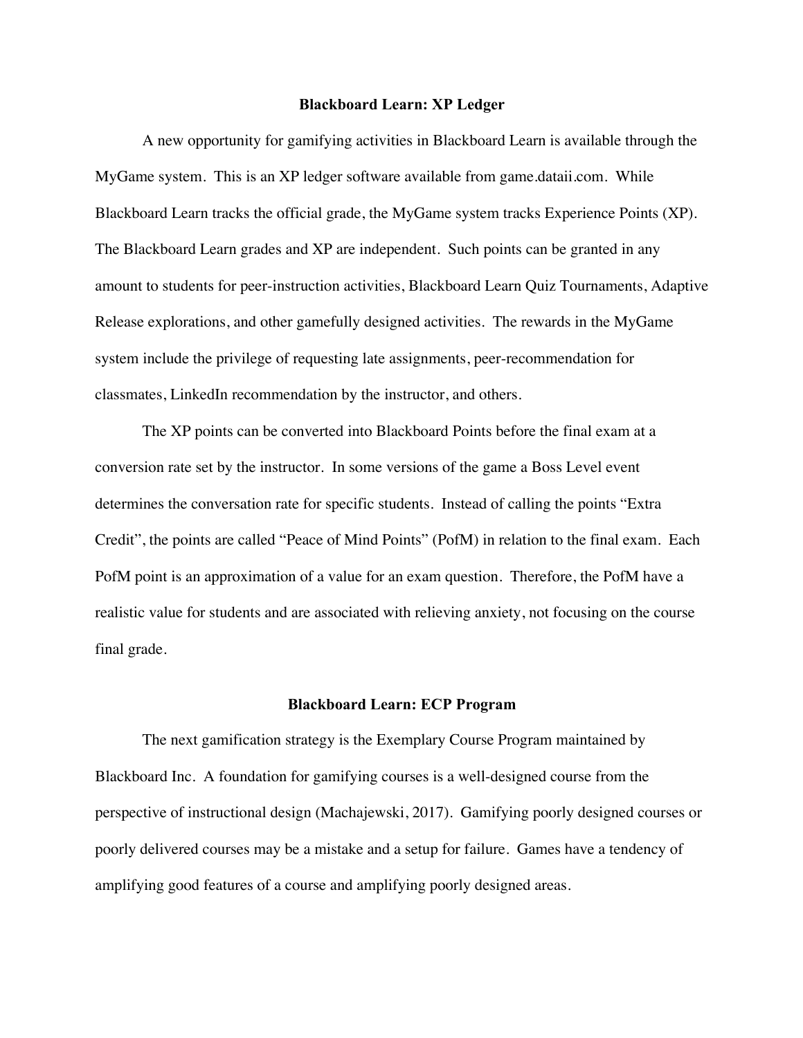## Blackboard Learn: XP Ledger

A new opportunity for gamifying activities in Blackboard Learn is available through the MyGame system. This is an XP ledger software available from game.dataii.com. While Blackboard Learn tracks the official grade, the MyGame system tracks Experience Points (XP). The Blackboard Learn grades and XP are independent. Such points can be granted in any amount to students for peer-instruction activities, Blackboard Learn Quiz Tournaments, Adaptive Release explorations, and other gamefully designed activities. The rewards in the MyGame system include the privilege of requesting late assignments, peer-recommendation for classmates, LinkedIn recommendation by the instructor, and others.

The XP points can be converted into Blackboard Points before the final exam at a conversion rate set by the instructor. In some versions of the game a Boss Level event determines the conversation rate for specific students. Instead of calling the points "Extra Credit", the points are called "Peace of Mind Points" (PofM) in relation to the final exam. Each PofM point is an approximation of a value for an exam question. Therefore, the PofM have a realistic value for students and are associated with relieving anxiety, not focusing on the course final grade.

## Blackboard Learn: ECP Program

The next gamification strategy is the Exemplary Course Program maintained by Blackboard Inc. A foundation for gamifying courses is a well-designed course from the perspective of instructional design (Machajewski, 2017). Gamifying poorly designed courses or poorly delivered courses may be a mistake and a setup for failure. Games have a tendency of amplifying good features of a course and amplifying poorly designed areas.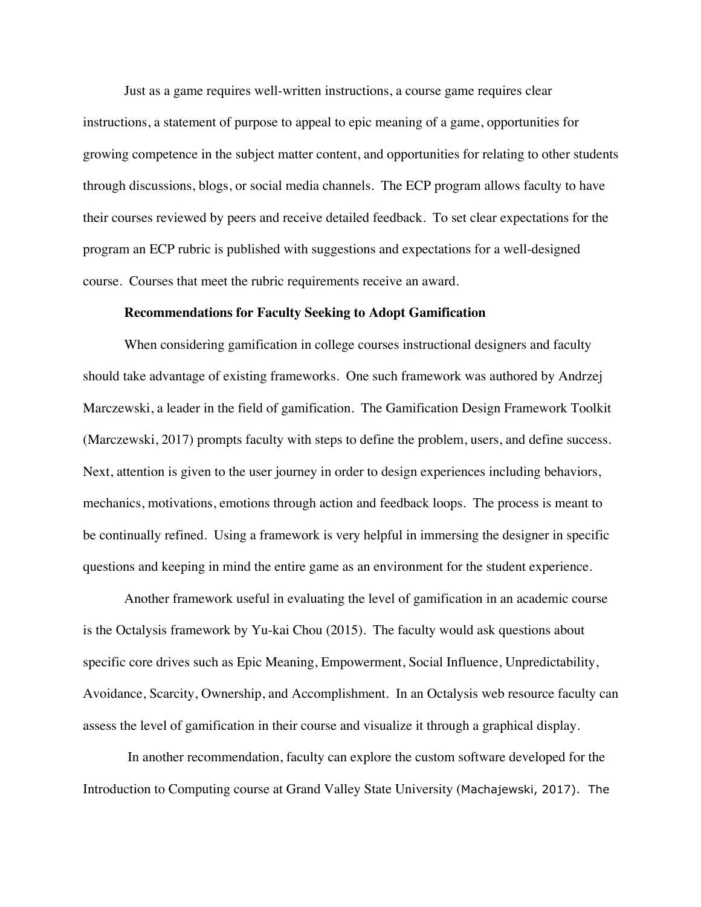Just as a game requires well-written instructions, a course game requires clear instructions, a statement of purpose to appeal to epic meaning of a game, opportunities for growing competence in the subject matter content, and opportunities for relating to other students through discussions, blogs, or social media channels. The ECP program allows faculty to have their courses reviewed by peers and receive detailed feedback. To set clear expectations for the program an ECP rubric is published with suggestions and expectations for a well-designed course. Courses that meet the rubric requirements receive an award.

## Recommendations for Faculty Seeking to Adopt Gamification

When considering gamification in college courses instructional designers and faculty should take advantage of existing frameworks. One such framework was authored by Andrzej Marczewski, a leader in the field of gamification. The Gamification Design Framework Toolkit (Marczewski, 2017) prompts faculty with steps to define the problem, users, and define success. Next, attention is given to the user journey in order to design experiences including behaviors, mechanics, motivations, emotions through action and feedback loops. The process is meant to be continually refined. Using a framework is very helpful in immersing the designer in specific questions and keeping in mind the entire game as an environment for the student experience.

Another framework useful in evaluating the level of gamification in an academic course is the Octalysis framework by Yu-kai Chou (2015). The faculty would ask questions about specific core drives such as Epic Meaning, Empowerment, Social Influence, Unpredictability, Avoidance, Scarcity, Ownership, and Accomplishment. In an Octalysis web resource faculty can assess the level of gamification in their course and visualize it through a graphical display.

In another recommendation, faculty can explore the custom software developed for the Introduction to Computing course at Grand Valley State University (Machajewski, 2017). The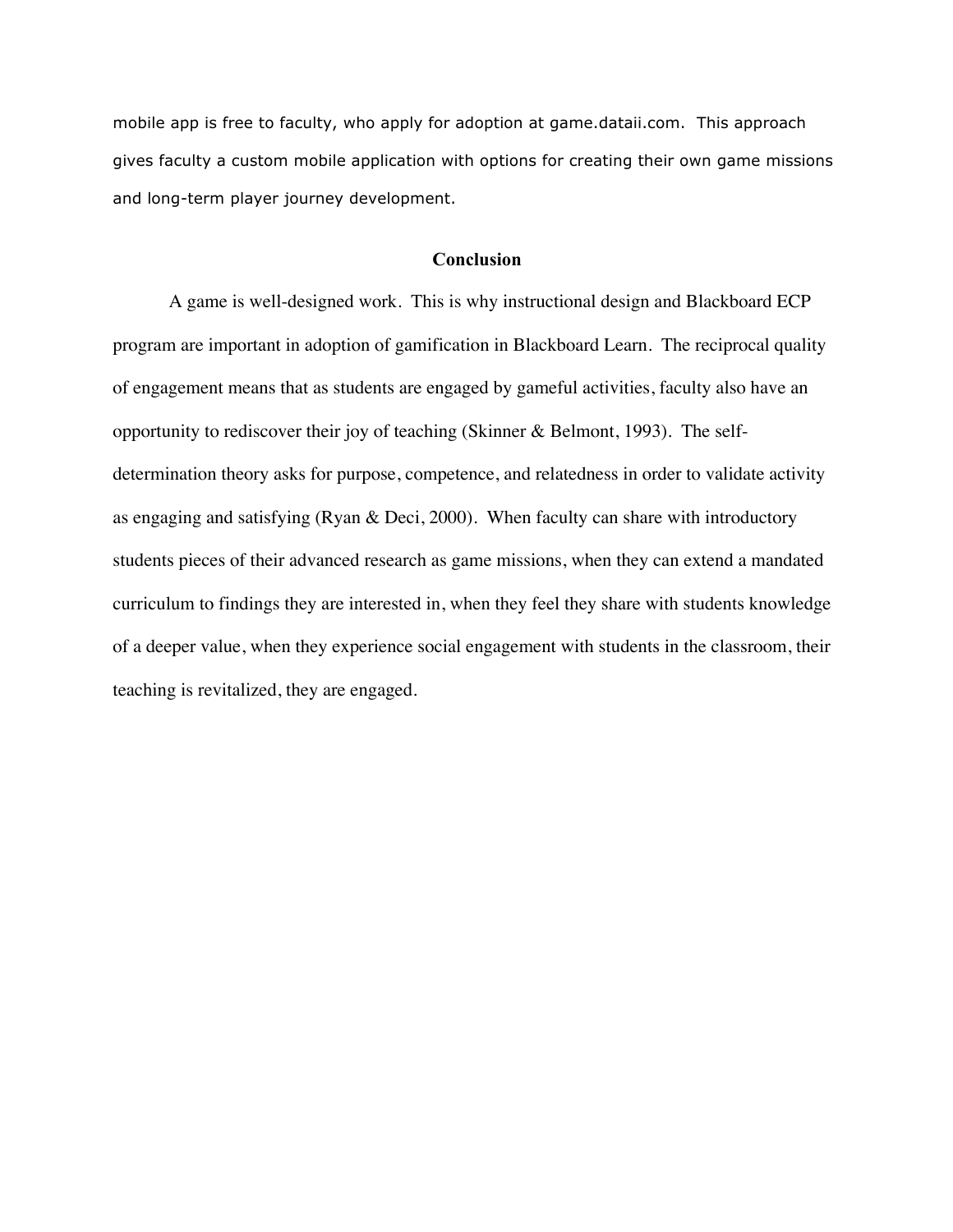mobile app is free to faculty, who apply for adoption at game.dataii.com. This approach gives faculty a custom mobile application with options for creating their own game missions and long-term player journey development.

## Conclusion

A game is well-designed work. This is why instructional design and Blackboard ECP program are important in adoption of gamification in Blackboard Learn. The reciprocal quality of engagement means that as students are engaged by gameful activities, faculty also have an opportunity to rediscover their joy of teaching (Skinner & Belmont, 1993). The self-determination theory asks for purpose, competence, and relatedness in order to validate activity as engaging and satisfying (Ryan & Deci, 2000). When faculty can share with introductory students pieces of their advanced research as game missions, when they can extend a mandated curriculum to findings they are interested in, when they feel they share with students knowledge of a deeper value, when they experience social engagement with students in the classroom, their teaching is revitalized, they are engaged.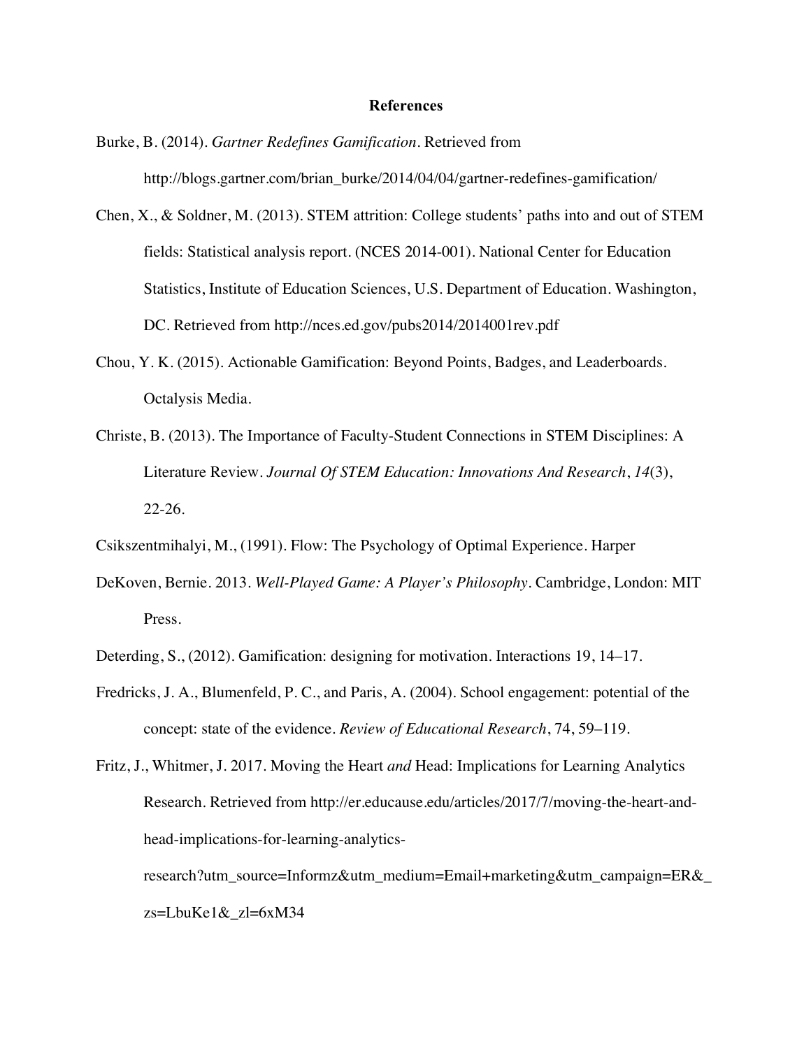# References

Burke, B. (2014). *Gartner Redefines Gamification*. Retrieved from http://blogs.gartner.com/brian_burke/2014/04/04/gartner-redefines-gamification/

Chen, X., & Soldner, M. (2013). STEM attrition: College students' paths into and out of STEM fields: Statistical analysis report. (NCES 2014-001). National Center for Education Statistics, Institute of Education Sciences, U.S. Department of Education. Washington, DC. Retrieved from http://nces.ed.gov/pubs2014/2014001rev.pdf

Chou, Y. K. (2015). Actionable Gamification: Beyond Points, Badges, and Leaderboards. Octalysis Media.

Christe, B. (2013). The Importance of Faculty-Student Connections in STEM Disciplines: A Literature Review. *Journal Of STEM Education: Innovations And Research*, *14*(3), 22-26.

Csikszentmihalyi, M., (1991). Flow: The Psychology of Optimal Experience. Harper

DeKoven, Bernie. 2013. *Well-Played Game: A Player's Philosophy*. Cambridge, London: MIT Press.

Deterding, S., (2012). Gamification: designing for motivation. Interactions 19, 14–17.

Fredricks, J. A., Blumenfeld, P. C., and Paris, A. (2004). School engagement: potential of the concept: state of the evidence. *Review of Educational Research*, 74, 59–119.

Fritz, J., Whitmer, J. 2017. Moving the Heart *and* Head: Implications for Learning Analytics Research. Retrieved from http://er.educause.edu/articles/2017/7/moving-the-heart-and-head-implications-for-learning-analytics-research?utm_source=Informz&utm_medium=Email+marketing&utm_campaign=ER&_zs=LbuKe1&_zl=6xM34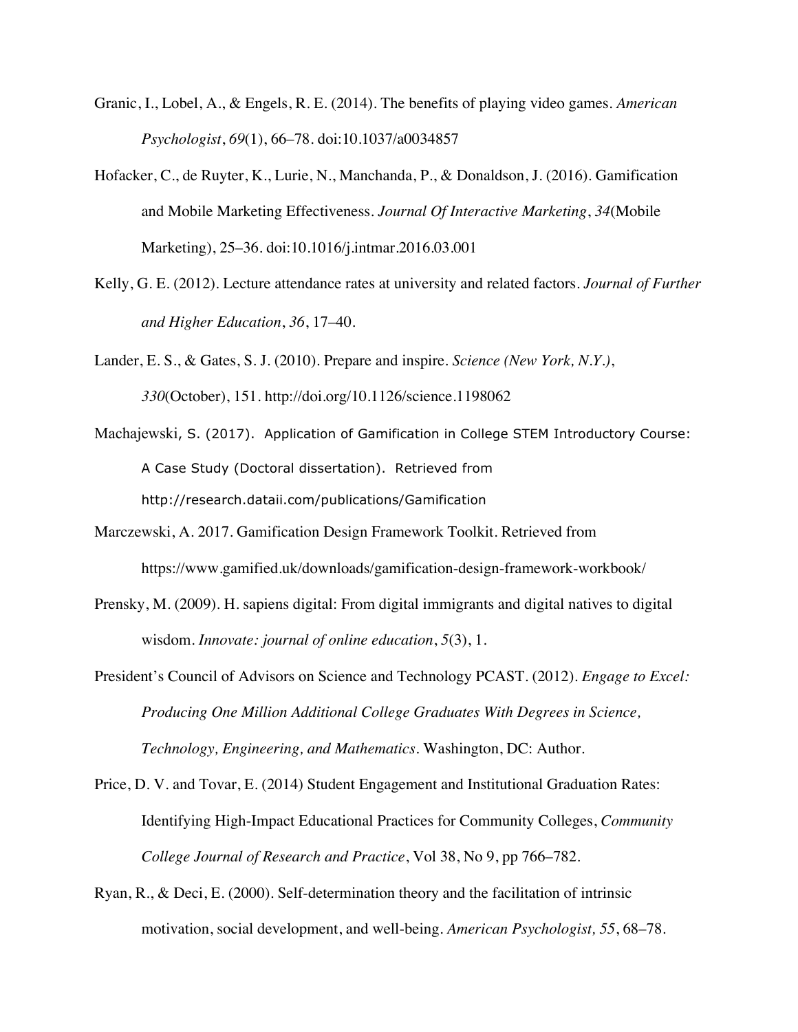Granic, I., Lobel, A., & Engels, R. E. (2014). The benefits of playing video games. *American Psychologist*, *69*(1), 66–78. doi:10.1037/a0034857

Hofacker, C., de Ruyter, K., Lurie, N., Manchanda, P., & Donaldson, J. (2016). Gamification and Mobile Marketing Effectiveness. *Journal Of Interactive Marketing*, *34*(Mobile Marketing), 25–36. doi:10.1016/j.intmar.2016.03.001

Kelly, G. E. (2012). Lecture attendance rates at university and related factors. *Journal of Further and Higher Education*, *36*, 17–40.

Lander, E. S., & Gates, S. J. (2010). Prepare and inspire. *Science (New York, N.Y.)*, *330*(October), 151. http://doi.org/10.1126/science.1198062

Machajewski, S. (2017). Application of Gamification in College STEM Introductory Course: A Case Study (Doctoral dissertation). Retrieved from http://research.dataii.com/publications/Gamification

Marczewski, A. 2017. Gamification Design Framework Toolkit. Retrieved from https://www.gamified.uk/downloads/gamification-design-framework-workbook/

Prensky, M. (2009). H. sapiens digital: From digital immigrants and digital natives to digital wisdom. *Innovate: journal of online education*, *5*(3), 1.

President's Council of Advisors on Science and Technology PCAST. (2012). *Engage to Excel: Producing One Million Additional College Graduates With Degrees in Science, Technology, Engineering, and Mathematics*. Washington, DC: Author.

Price, D. V. and Tovar, E. (2014) Student Engagement and Institutional Graduation Rates: Identifying High-Impact Educational Practices for Community Colleges, *Community College Journal of Research and Practice*, Vol 38, No 9, pp 766–782.

Ryan, R., & Deci, E. (2000). Self-determination theory and the facilitation of intrinsic motivation, social development, and well-being. *American Psychologist, 55*, 68–78.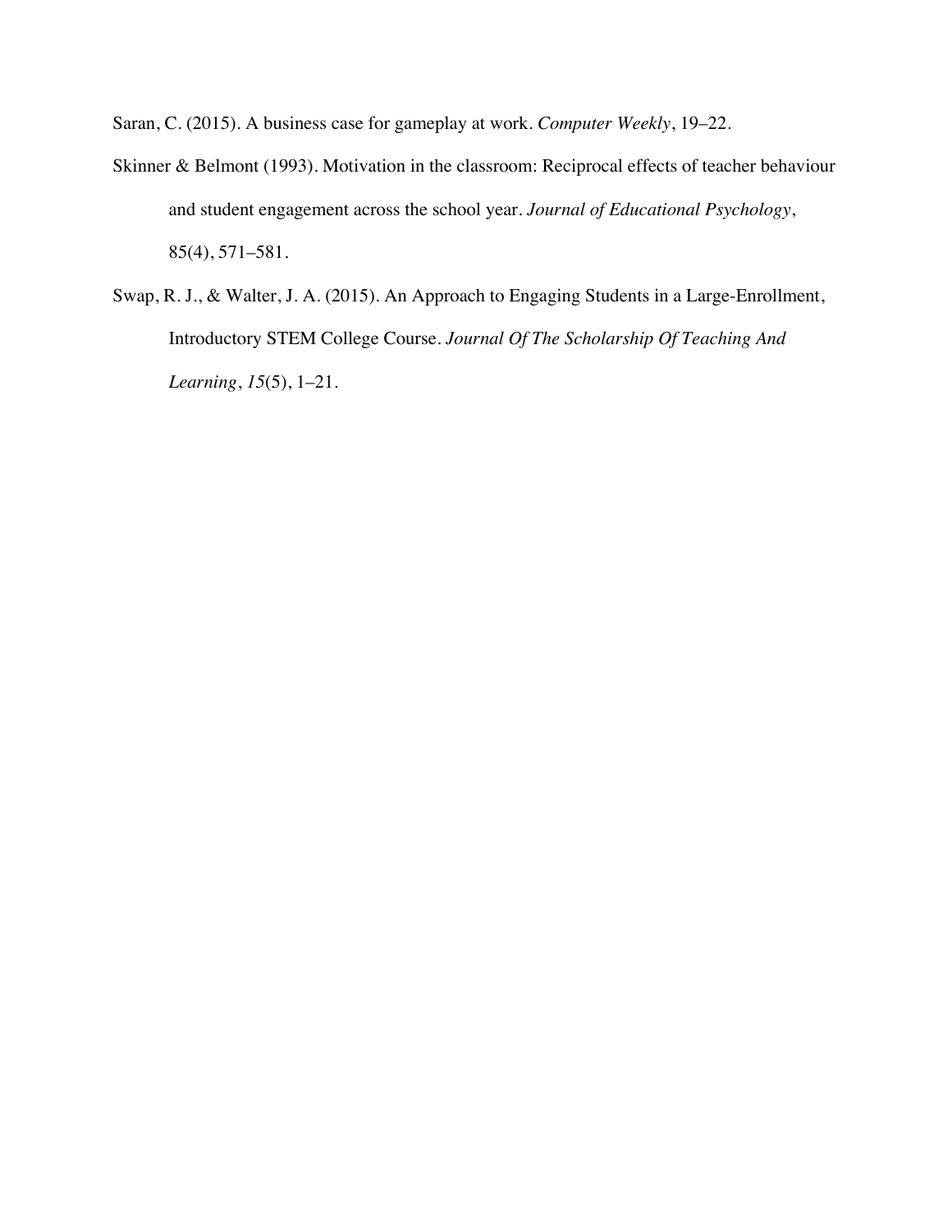Saran, C. (2015). A business case for gameplay at work. *Computer Weekly*, 19–22.

Skinner & Belmont (1993). Motivation in the classroom: Reciprocal effects of teacher behaviour and student engagement across the school year. *Journal of Educational Psychology*, 85(4), 571–581.

Swap, R. J., & Walter, J. A. (2015). An Approach to Engaging Students in a Large-Enrollment, Introductory STEM College Course. *Journal Of The Scholarship Of Teaching And Learning*, *15*(5), 1–21.